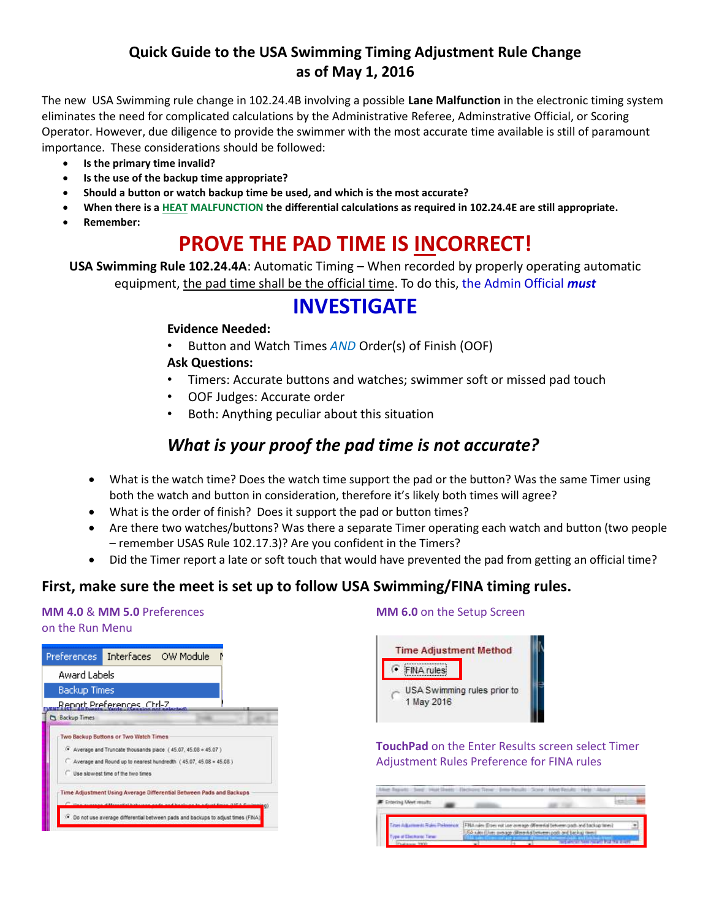# Quick Guide to the USA Swimming Timing Adjustment Rule Change as of May 1, 2016

The new USA Swimming rule change in 102.24.4B involving a possible **Lane Malfunction** in the electronic timing system eliminates the need for complicated calculations by the Administrative Referee, Adminstrative Official, or Scoring Operator. However, due diligence to provide the swimmer with the most accurate time available is still of paramount importance. These considerations should be followed:

- **Is the primary time invalid?**
- **Is the use of the backup time appropriate?**
- **Should a button or watch backup time be used, and which is the most accurate?**
- **When there is a HEAT MALFUNCTION the differential calculations as required in 102.24.4E are still appropriate.**
- **Remember:**

# PROVE THE PAD TIME IS INCORRECT!

**USA Swimming Rule 102.24.4A**: Automatic Timing – When recorded by properly operating automatic equipment, the pad time shall be the official time. To do this, the Admin Official ***must***

# INVESTIGATE

**Evidence Needed:**

- Button and Watch Times *AND* Order(s) of Finish (OOF)

**Ask Questions:**

- Timers: Accurate buttons and watches; swimmer soft or missed pad touch
- OOF Judges: Accurate order
- Both: Anything peculiar about this situation

## *What is your proof the pad time is not accurate?*

- What is the watch time? Does the watch time support the pad or the button? Was the same Timer using both the watch and button in consideration, therefore it's likely both times will agree?
- What is the order of finish? Does it support the pad or button times?
- Are there two watches/buttons? Was there a separate Timer operating each watch and button (two people – remember USAS Rule 102.17.3)? Are you confident in the Timers?
- Did the Timer report a late or soft touch that would have prevented the pad from getting an official time?

## First, make sure the meet is set up to follow USA Swimming/FINA timing rules.

**MM 4.0** & **MM 5.0** Preferences on the Run Menu

Preferences | Interfaces | OW Module

Award Labels

Backup Times

Report Preferences Ctrl-Z

Backup Times

Two Backup Buttons or Two Watch Times

- Average and Truncate thousands place ( 45.07, 45.08 = 45.07 )
- Average and Round up to nearest hundredth ( 45.07, 45.08 = 45.08 )
- Use slowest time of the two times

Time Adjustment Using Average Differential Between Pads and Backups

- Use average differential between pads and backups to adjust times (USA Swimming)
- Do not use average differential between pads and backups to adjust times (FINA)

**MM 6.0** on the Setup Screen

Time Adjustment Method

- FINA rules
- USA Swimming rules prior to 1 May 2016

**TouchPad** on the Enter Results screen select Timer Adjustment Rules Preference for FINA rules

Time Adjustments Rules Preference: FINA rules (Does not use average differential between pads and backup times)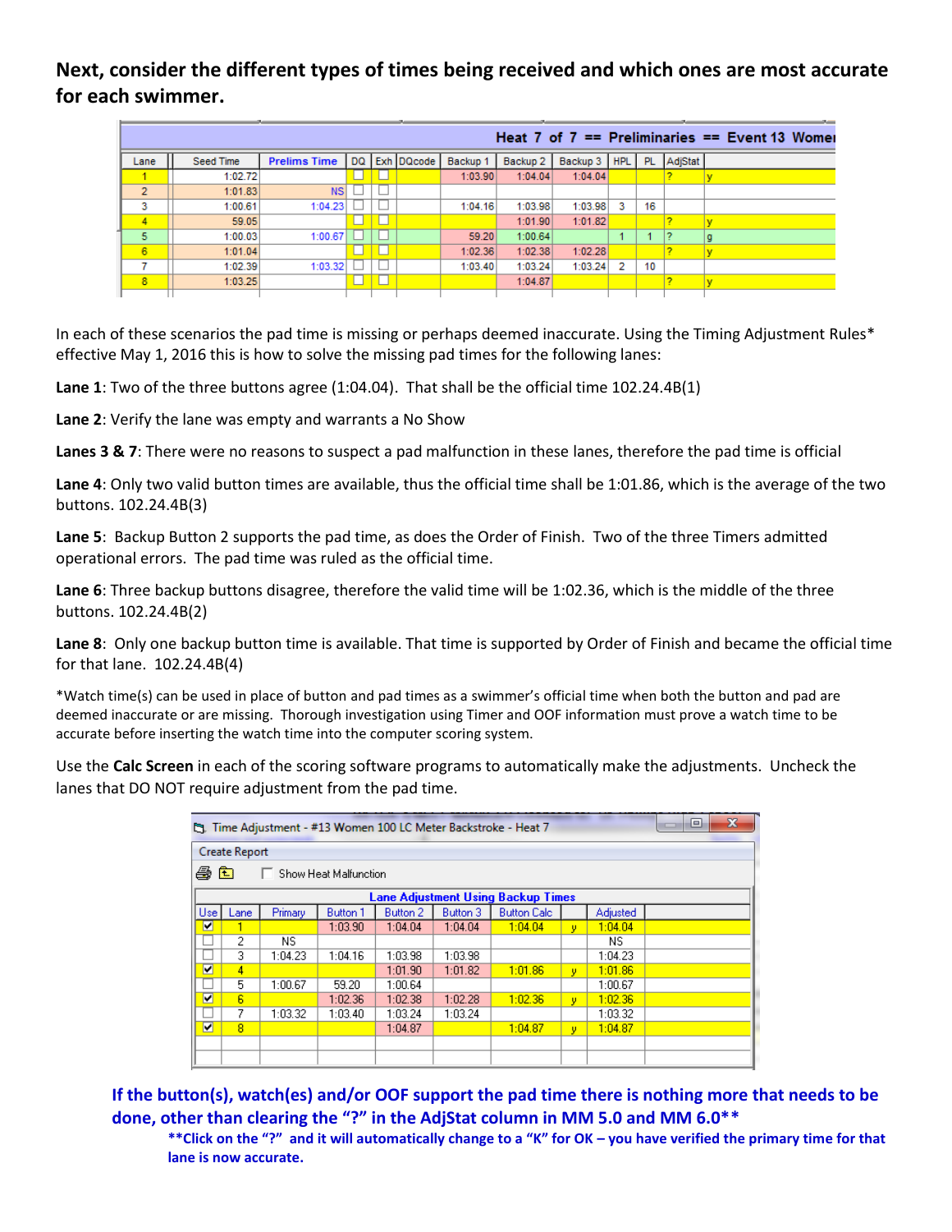## Next, consider the different types of times being received and which ones are most accurate for each swimmer.

Heat 7 of 7 == Preliminaries == Event 13 Wome

| Lane | Seed Time | Prelims Time | DQ | Exh | DQcode | Backup 1 | Backup 2 | Backup 3 | HPL | PL | AdjStat | |
|---|---|---|---|---|---|---|---|---|---|---|---|---|
| 1 | 1:02.72 | | ☐ | ☐ | | 1:03.90 | 1:04.04 | 1:04.04 | | | ? | y |
| 2 | 1:01.83 | NS | ☐ | ☐ | | | | | | | | |
| 3 | 1:00.61 | 1:04.23 | ☐ | ☐ | | 1:04.16 | 1:03.98 | 1:03.98 | 3 | 16 | | |
| 4 | 59.05 | | ☐ | ☐ | | | 1:01.90 | 1:01.82 | | | ? | y |
| 5 | 1:00.03 | 1:00.67 | ☐ | ☐ | | 59.20 | 1:00.64 | | 1 | 1 | ? | g |
| 6 | 1:01.04 | | ☐ | ☐ | | 1:02.36 | 1:02.38 | 1:02.28 | | | ? | y |
| 7 | 1:02.39 | 1:03.32 | ☐ | ☐ | | 1:03.40 | 1:03.24 | 1:03.24 | 2 | 10 | | |
| 8 | 1:03.25 | | ☐ | ☐ | | | 1:04.87 | | | | ? | y |

In each of these scenarios the pad time is missing or perhaps deemed inaccurate. Using the Timing Adjustment Rules* effective May 1, 2016 this is how to solve the missing pad times for the following lanes:

**Lane 1**: Two of the three buttons agree (1:04.04). That shall be the official time 102.24.4B(1)

**Lane 2**: Verify the lane was empty and warrants a No Show

**Lanes 3 & 7**: There were no reasons to suspect a pad malfunction in these lanes, therefore the pad time is official

**Lane 4**: Only two valid button times are available, thus the official time shall be 1:01.86, which is the average of the two buttons. 102.24.4B(3)

**Lane 5**: Backup Button 2 supports the pad time, as does the Order of Finish. Two of the three Timers admitted operational errors. The pad time was ruled as the official time.

**Lane 6**: Three backup buttons disagree, therefore the valid time will be 1:02.36, which is the middle of the three buttons. 102.24.4B(2)

**Lane 8**: Only one backup button time is available. That time is supported by Order of Finish and became the official time for that lane. 102.24.4B(4)

*Watch time(s) can be used in place of button and pad times as a swimmer's official time when both the button and pad are deemed inaccurate or are missing. Thorough investigation using Timer and OOF information must prove a watch time to be accurate before inserting the watch time into the computer scoring system.

Use the **Calc Screen** in each of the scoring software programs to automatically make the adjustments. Uncheck the lanes that DO NOT require adjustment from the pad time.

Time Adjustment - #13 Women 100 LC Meter Backstroke - Heat 7

Create Report

☐ Show Heat Malfunction

Lane Adjustment Using Backup Times

| Use | Lane | Primary | Button 1 | Button 2 | Button 3 | Button Calc | | Adjusted |
|---|---|---|---|---|---|---|---|---|
| ☑ | 1 | | 1:03.90 | 1:04.04 | 1:04.04 | 1:04.04 | y | 1:04.04 |
| ☐ | 2 | NS | | | | | | NS |
| ☐ | 3 | 1:04.23 | 1:04.16 | 1:03.98 | 1:03.98 | | | 1:04.23 |
| ☑ | 4 | | | 1:01.90 | 1:01.82 | 1:01.86 | y | 1:01.86 |
| ☐ | 5 | 1:00.67 | 59.20 | 1:00.64 | | | | 1:00.67 |
| ☑ | 6 | | 1:02.36 | 1:02.38 | 1:02.28 | 1:02.36 | y | 1:02.36 |
| ☐ | 7 | 1:03.32 | 1:03.40 | 1:03.24 | 1:03.24 | | | 1:03.32 |
| ☑ | 8 | | | 1:04.87 | | 1:04.87 | y | 1:04.87 |

**If the button(s), watch(es) and/or OOF support the pad time there is nothing more that needs to be done, other than clearing the "?" in the AdjStat column in MM 5.0 and MM 6.0****

****Click on the "?" and it will automatically change to a "K" for OK – you have verified the primary time for that lane is now accurate.**